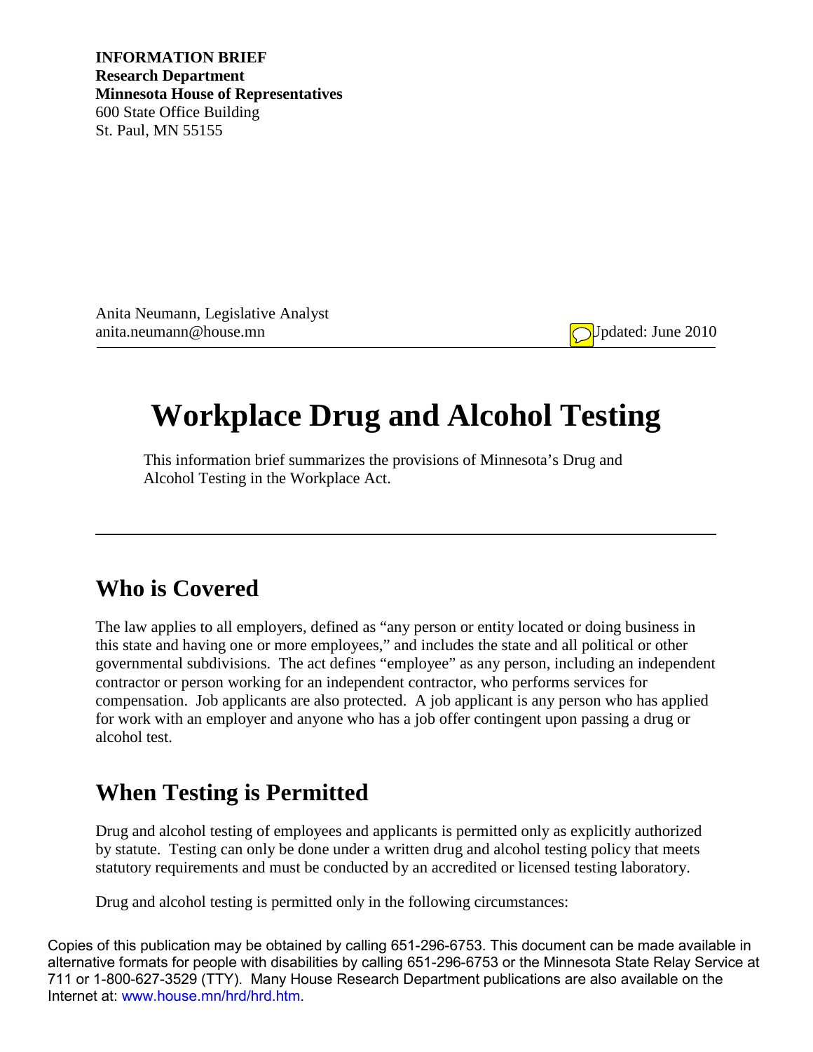**INFORMATION BRIEF**
**Research Department**
**Minnesota House of Representatives**
600 State Office Building
St. Paul, MN 55155

Anita Neumann, Legislative Analyst
anita.neumann@house.mn

Updated: June 2010

# Workplace Drug and Alcohol Testing

This information brief summarizes the provisions of Minnesota's Drug and Alcohol Testing in the Workplace Act.

## Who is Covered

The law applies to all employers, defined as "any person or entity located or doing business in this state and having one or more employees," and includes the state and all political or other governmental subdivisions. The act defines "employee" as any person, including an independent contractor or person working for an independent contractor, who performs services for compensation. Job applicants are also protected. A job applicant is any person who has applied for work with an employer and anyone who has a job offer contingent upon passing a drug or alcohol test.

## When Testing is Permitted

Drug and alcohol testing of employees and applicants is permitted only as explicitly authorized by statute. Testing can only be done under a written drug and alcohol testing policy that meets statutory requirements and must be conducted by an accredited or licensed testing laboratory.

Drug and alcohol testing is permitted only in the following circumstances:

Copies of this publication may be obtained by calling 651-296-6753. This document can be made available in alternative formats for people with disabilities by calling 651-296-6753 or the Minnesota State Relay Service at 711 or 1-800-627-3529 (TTY). Many House Research Department publications are also available on the Internet at: www.house.mn/hrd/hrd.htm.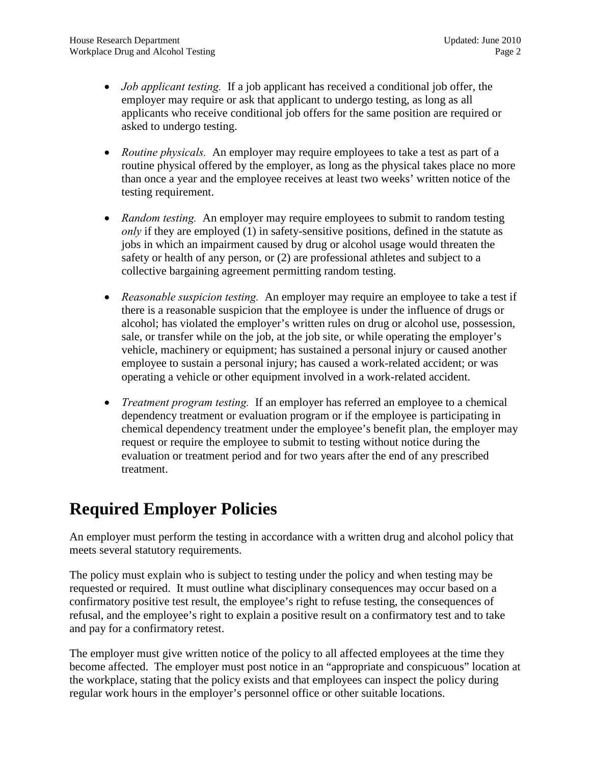- *Job applicant testing.* If a job applicant has received a conditional job offer, the employer may require or ask that applicant to undergo testing, as long as all applicants who receive conditional job offers for the same position are required or asked to undergo testing.

- *Routine physicals.* An employer may require employees to take a test as part of a routine physical offered by the employer, as long as the physical takes place no more than once a year and the employee receives at least two weeks' written notice of the testing requirement.

- *Random testing.* An employer may require employees to submit to random testing *only* if they are employed (1) in safety-sensitive positions, defined in the statute as jobs in which an impairment caused by drug or alcohol usage would threaten the safety or health of any person, or (2) are professional athletes and subject to a collective bargaining agreement permitting random testing.

- *Reasonable suspicion testing.* An employer may require an employee to take a test if there is a reasonable suspicion that the employee is under the influence of drugs or alcohol; has violated the employer's written rules on drug or alcohol use, possession, sale, or transfer while on the job, at the job site, or while operating the employer's vehicle, machinery or equipment; has sustained a personal injury or caused another employee to sustain a personal injury; has caused a work-related accident; or was operating a vehicle or other equipment involved in a work-related accident.

- *Treatment program testing.* If an employer has referred an employee to a chemical dependency treatment or evaluation program or if the employee is participating in chemical dependency treatment under the employee's benefit plan, the employer may request or require the employee to submit to testing without notice during the evaluation or treatment period and for two years after the end of any prescribed treatment.

# Required Employer Policies

An employer must perform the testing in accordance with a written drug and alcohol policy that meets several statutory requirements.

The policy must explain who is subject to testing under the policy and when testing may be requested or required. It must outline what disciplinary consequences may occur based on a confirmatory positive test result, the employee's right to refuse testing, the consequences of refusal, and the employee's right to explain a positive result on a confirmatory test and to take and pay for a confirmatory retest.

The employer must give written notice of the policy to all affected employees at the time they become affected. The employer must post notice in an "appropriate and conspicuous" location at the workplace, stating that the policy exists and that employees can inspect the policy during regular work hours in the employer's personnel office or other suitable locations.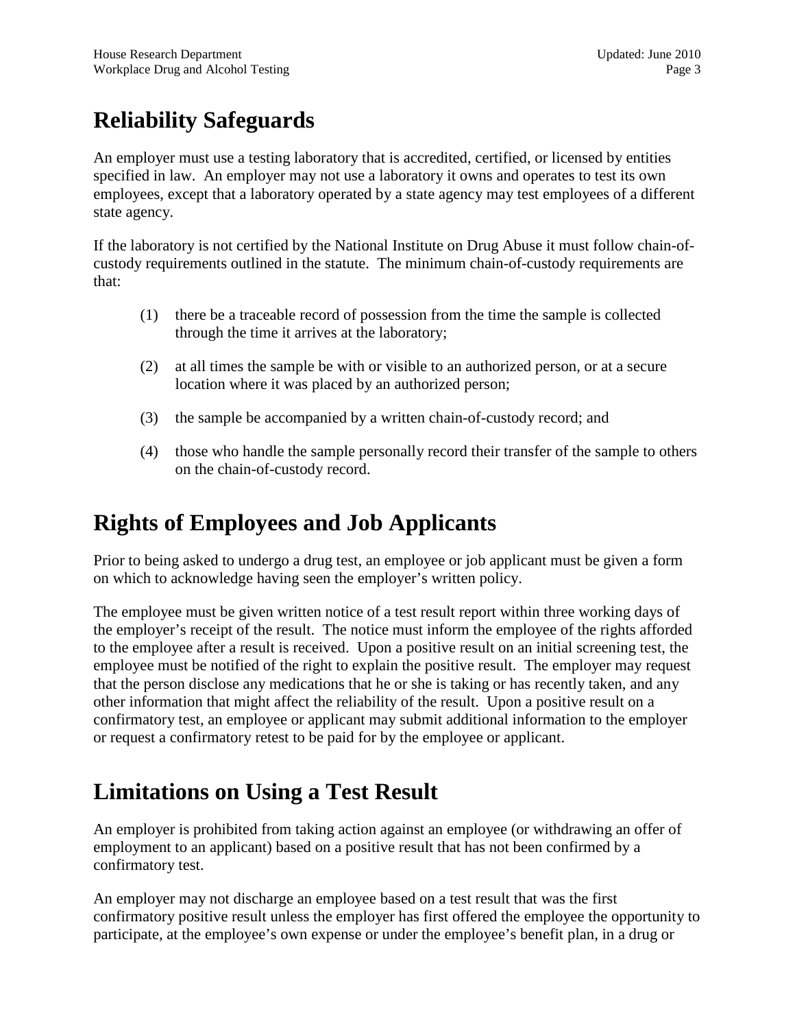## Reliability Safeguards

An employer must use a testing laboratory that is accredited, certified, or licensed by entities specified in law. An employer may not use a laboratory it owns and operates to test its own employees, except that a laboratory operated by a state agency may test employees of a different state agency.

If the laboratory is not certified by the National Institute on Drug Abuse it must follow chain-of-custody requirements outlined in the statute. The minimum chain-of-custody requirements are that:

(1) there be a traceable record of possession from the time the sample is collected through the time it arrives at the laboratory;

(2) at all times the sample be with or visible to an authorized person, or at a secure location where it was placed by an authorized person;

(3) the sample be accompanied by a written chain-of-custody record; and

(4) those who handle the sample personally record their transfer of the sample to others on the chain-of-custody record.

## Rights of Employees and Job Applicants

Prior to being asked to undergo a drug test, an employee or job applicant must be given a form on which to acknowledge having seen the employer's written policy.

The employee must be given written notice of a test result report within three working days of the employer's receipt of the result. The notice must inform the employee of the rights afforded to the employee after a result is received. Upon a positive result on an initial screening test, the employee must be notified of the right to explain the positive result. The employer may request that the person disclose any medications that he or she is taking or has recently taken, and any other information that might affect the reliability of the result. Upon a positive result on a confirmatory test, an employee or applicant may submit additional information to the employer or request a confirmatory retest to be paid for by the employee or applicant.

## Limitations on Using a Test Result

An employer is prohibited from taking action against an employee (or withdrawing an offer of employment to an applicant) based on a positive result that has not been confirmed by a confirmatory test.

An employer may not discharge an employee based on a test result that was the first confirmatory positive result unless the employer has first offered the employee the opportunity to participate, at the employee's own expense or under the employee's benefit plan, in a drug or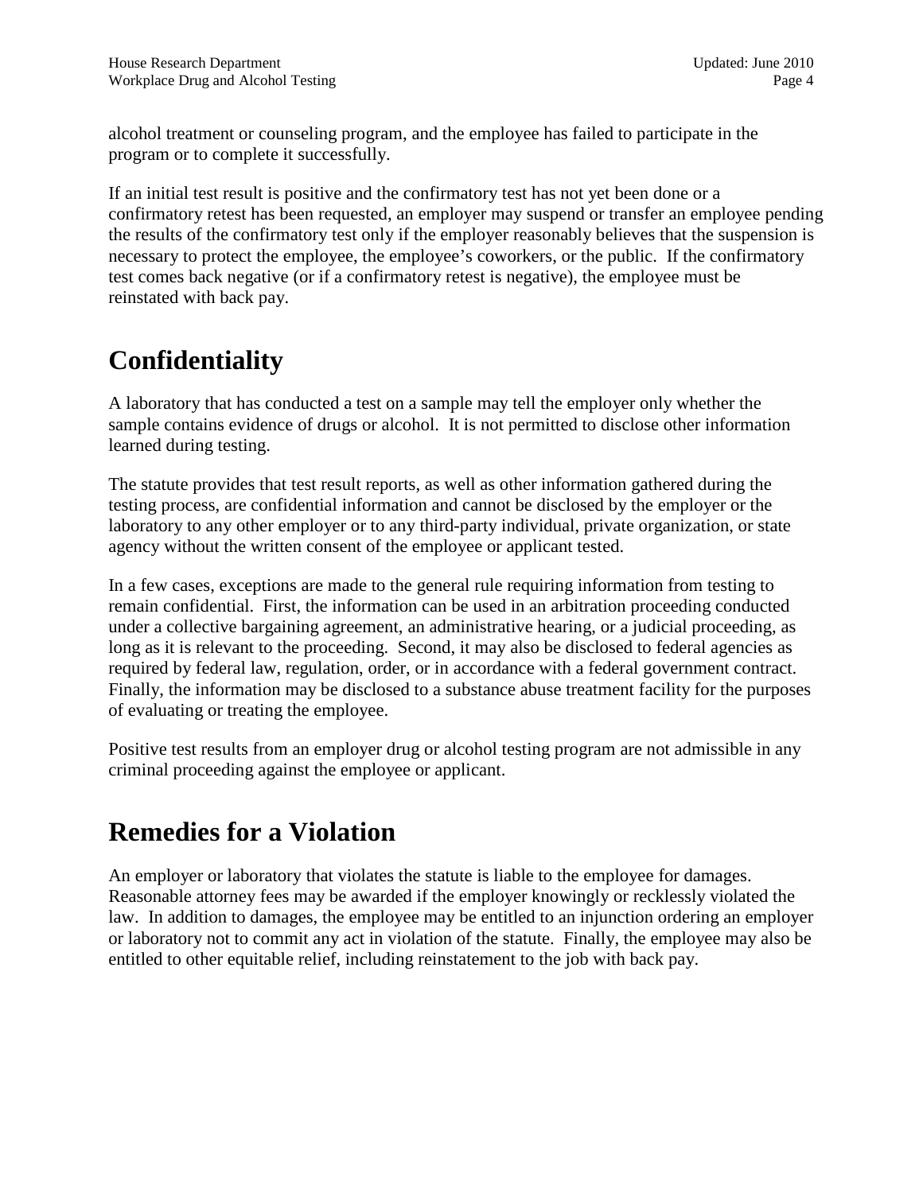alcohol treatment or counseling program, and the employee has failed to participate in the program or to complete it successfully.

If an initial test result is positive and the confirmatory test has not yet been done or a confirmatory retest has been requested, an employer may suspend or transfer an employee pending the results of the confirmatory test only if the employer reasonably believes that the suspension is necessary to protect the employee, the employee's coworkers, or the public. If the confirmatory test comes back negative (or if a confirmatory retest is negative), the employee must be reinstated with back pay.

# Confidentiality

A laboratory that has conducted a test on a sample may tell the employer only whether the sample contains evidence of drugs or alcohol. It is not permitted to disclose other information learned during testing.

The statute provides that test result reports, as well as other information gathered during the testing process, are confidential information and cannot be disclosed by the employer or the laboratory to any other employer or to any third-party individual, private organization, or state agency without the written consent of the employee or applicant tested.

In a few cases, exceptions are made to the general rule requiring information from testing to remain confidential. First, the information can be used in an arbitration proceeding conducted under a collective bargaining agreement, an administrative hearing, or a judicial proceeding, as long as it is relevant to the proceeding. Second, it may also be disclosed to federal agencies as required by federal law, regulation, order, or in accordance with a federal government contract. Finally, the information may be disclosed to a substance abuse treatment facility for the purposes of evaluating or treating the employee.

Positive test results from an employer drug or alcohol testing program are not admissible in any criminal proceeding against the employee or applicant.

# Remedies for a Violation

An employer or laboratory that violates the statute is liable to the employee for damages. Reasonable attorney fees may be awarded if the employer knowingly or recklessly violated the law. In addition to damages, the employee may be entitled to an injunction ordering an employer or laboratory not to commit any act in violation of the statute. Finally, the employee may also be entitled to other equitable relief, including reinstatement to the job with back pay.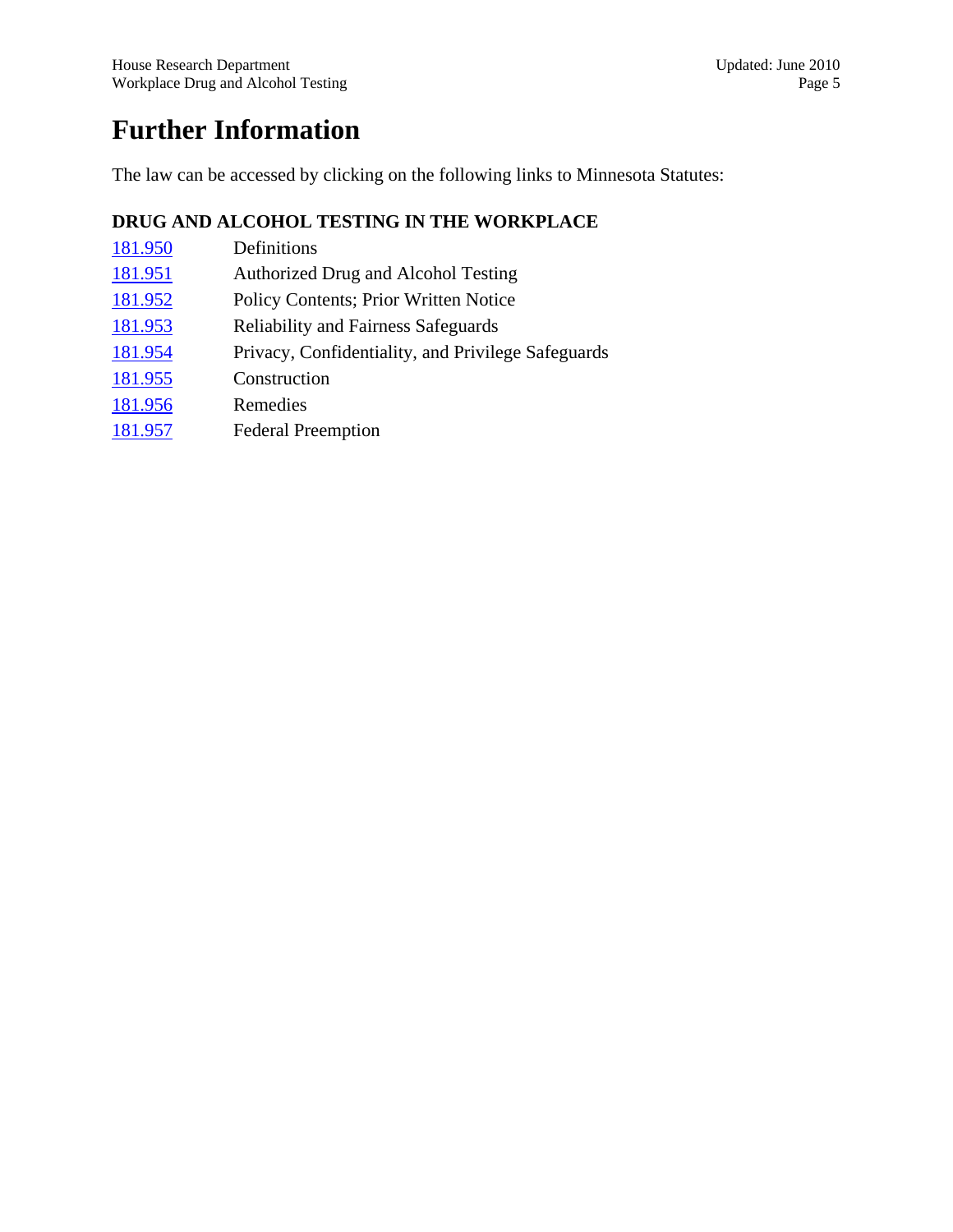# Further Information

The law can be accessed by clicking on the following links to Minnesota Statutes:

**DRUG AND ALCOHOL TESTING IN THE WORKPLACE**

| | |
|---|---|
| 181.950 | Definitions |
| 181.951 | Authorized Drug and Alcohol Testing |
| 181.952 | Policy Contents; Prior Written Notice |
| 181.953 | Reliability and Fairness Safeguards |
| 181.954 | Privacy, Confidentiality, and Privilege Safeguards |
| 181.955 | Construction |
| 181.956 | Remedies |
| 181.957 | Federal Preemption |